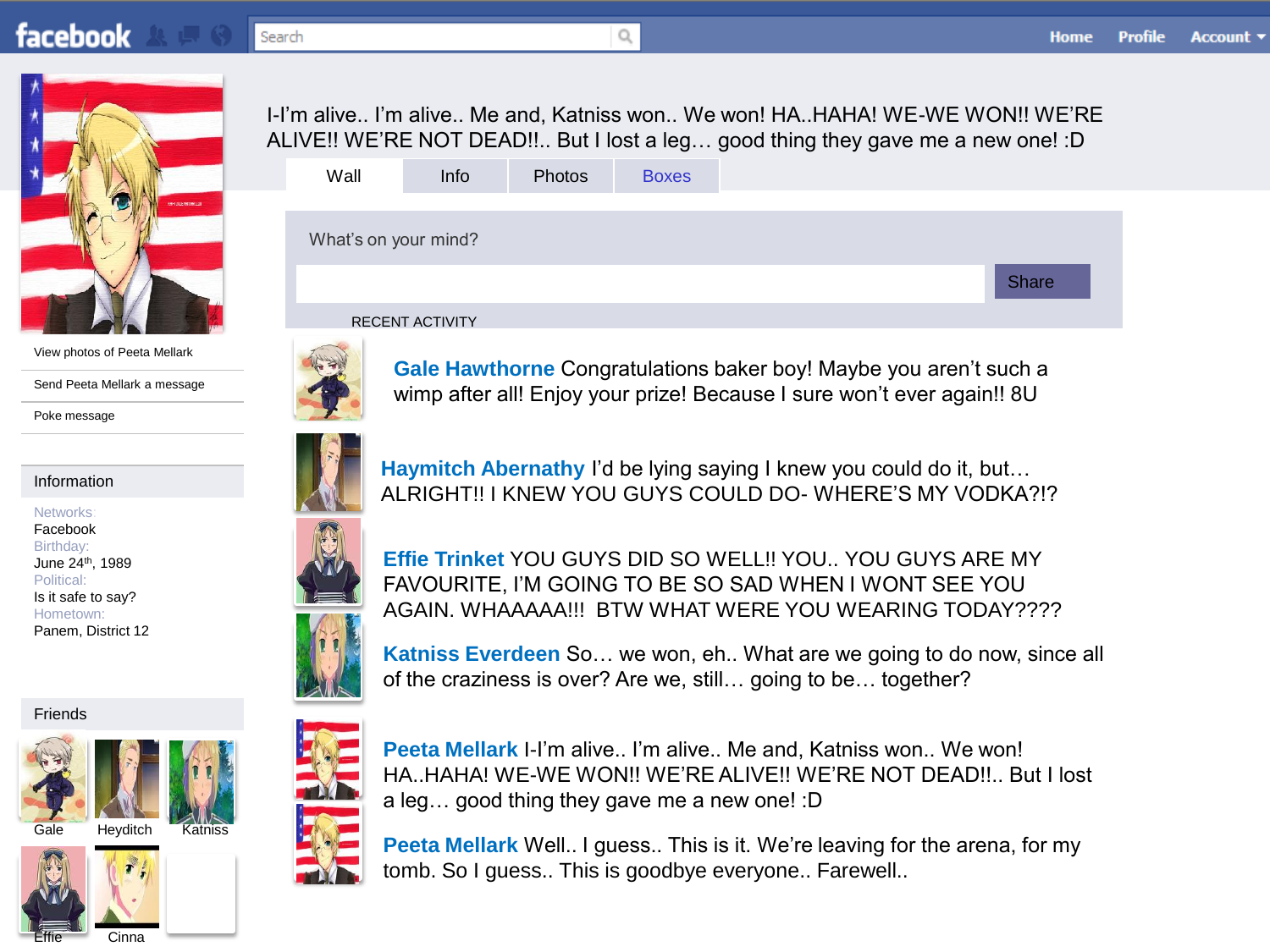facebook

Search

Home Profile Account

I-I'm alive.. I'm alive.. Me and, Katniss won.. We won! HA..HAHA! WE-WE WON!! WE'RE ALIVE!! WE'RE NOT DEAD!!.. But I lost a leg… good thing they gave me a new one! :D

Wall | Info | Photos | Boxes

What's on your mind?

Share

RECENT ACTIVITY

**Gale Hawthorne** Congratulations baker boy! Maybe you aren't such a wimp after all! Enjoy your prize! Because I sure won't ever again!! 8U

**Haymitch Abernathy** I'd be lying saying I knew you could do it, but… ALRIGHT!! I KNEW YOU GUYS COULD DO- WHERE'S MY VODKA?!?

**Effie Trinket** YOU GUYS DID SO WELL!! YOU.. YOU GUYS ARE MY FAVOURITE, I'M GOING TO BE SO SAD WHEN I WONT SEE YOU AGAIN. WHAAAAA!!! BTW WHAT WERE YOU WEARING TODAY????

**Katniss Everdeen** So… we won, eh.. What are we going to do now, since all of the craziness is over? Are we, still… going to be… together?

**Peeta Mellark** I-I'm alive.. I'm alive.. Me and, Katniss won.. We won! HA..HAHA! WE-WE WON!! WE'RE ALIVE!! WE'RE NOT DEAD!!.. But I lost a leg… good thing they gave me a new one! :D

**Peeta Mellark** Well.. I guess.. This is it. We're leaving for the arena, for my tomb. So I guess.. This is goodbye everyone.. Farewell..

View photos of Peeta Mellark

Send Peeta Mellark a message

Poke message

## Information

Networks:
Facebook
Birthday:
June 24th, 1989
Political:
Is it safe to say?
Hometown:
Panem, District 12

## Friends

Gale, Heyditch, Katniss, Effie, Cinna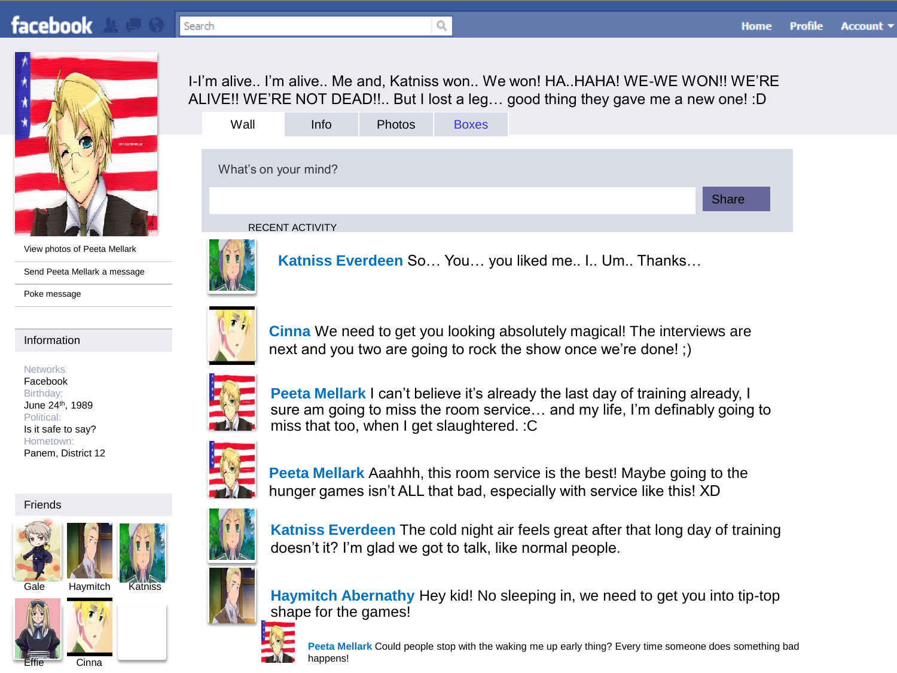facebook

Search

Home Profile Account

I-I'm alive.. I'm alive.. Me and, Katniss won.. We won! HA..HAHA! WE-WE WON!! WE'RE ALIVE!! WE'RE NOT DEAD!!.. But I lost a leg… good thing they gave me a new one! :D

Wall | Info | Photos | Boxes

View photos of Peeta Mellark

Send Peeta Mellark a message

Poke message

## Information

Networks:
Facebook

Birthday:
June 24th, 1989

Political:
Is it safe to say?

Hometown:
Panem, District 12

## Friends

Gale, Haymitch, Katniss, Effie, Cinna

What's on your mind?

Share

RECENT ACTIVITY

**Katniss Everdeen** So… You… you liked me.. I.. Um.. Thanks…

**Cinna** We need to get you looking absolutely magical! The interviews are next and you two are going to rock the show once we're done! ;)

**Peeta Mellark** I can't believe it's already the last day of training already, I sure am going to miss the room service… and my life, I'm definably going to miss that too, when I get slaughtered. :C

**Peeta Mellark** Aaahhh, this room service is the best! Maybe going to the hunger games isn't ALL that bad, especially with service like this! XD

**Katniss Everdeen** The cold night air feels great after that long day of training doesn't it? I'm glad we got to talk, like normal people.

**Haymitch Abernathy** Hey kid! No sleeping in, we need to get you into tip-top shape for the games!

**Peeta Mellark** Could people stop with the waking me up early thing? Every time someone does something bad happens!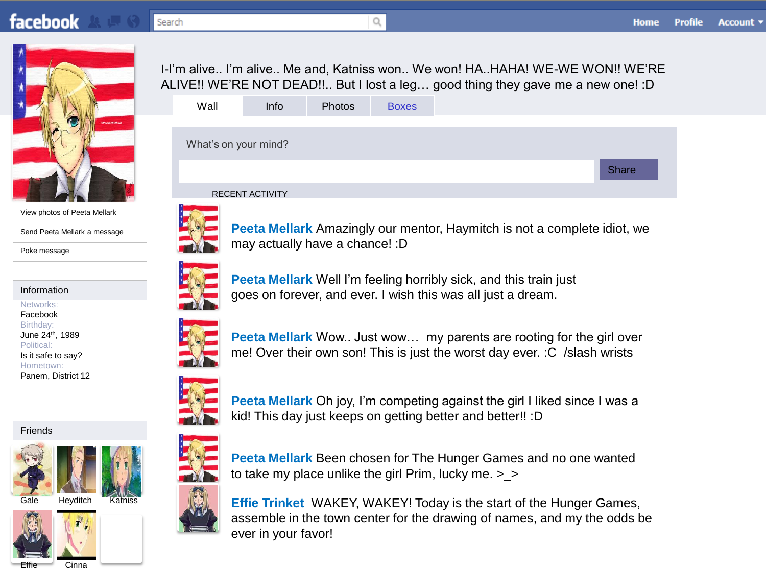facebook

Search

Home Profile Account

I-I'm alive.. I'm alive.. Me and, Katniss won.. We won! HA..HAHA! WE-WE WON!! WE'RE ALIVE!! WE'RE NOT DEAD!!.. But I lost a leg… good thing they gave me a new one! :D

Wall | Info | Photos | Boxes

View photos of Peeta Mellark

Send Peeta Mellark a message

Poke message

## Information

Networks:
Facebook

Birthday:
June 24th, 1989

Political:
Is it safe to say?

Hometown:
Panem, District 12

## Friends

Gale, Heyditch, Katniss, Effie, Cinna

What's on your mind?

Share

RECENT ACTIVITY

**Peeta Mellark** Amazingly our mentor, Haymitch is not a complete idiot, we may actually have a chance! :D

**Peeta Mellark** Well I'm feeling horribly sick, and this train just goes on forever, and ever. I wish this was all just a dream.

**Peeta Mellark** Wow.. Just wow… my parents are rooting for the girl over me! Over their own son! This is just the worst day ever. :C /slash wrists

**Peeta Mellark** Oh joy, I'm competing against the girl I liked since I was a kid! This day just keeps on getting better and better!! :D

**Peeta Mellark** Been chosen for The Hunger Games and no one wanted to take my place unlike the girl Prim, lucky me. >_>

**Effie Trinket** WAKEY, WAKEY! Today is the start of the Hunger Games, assemble in the town center for the drawing of names, and my the odds be ever in your favor!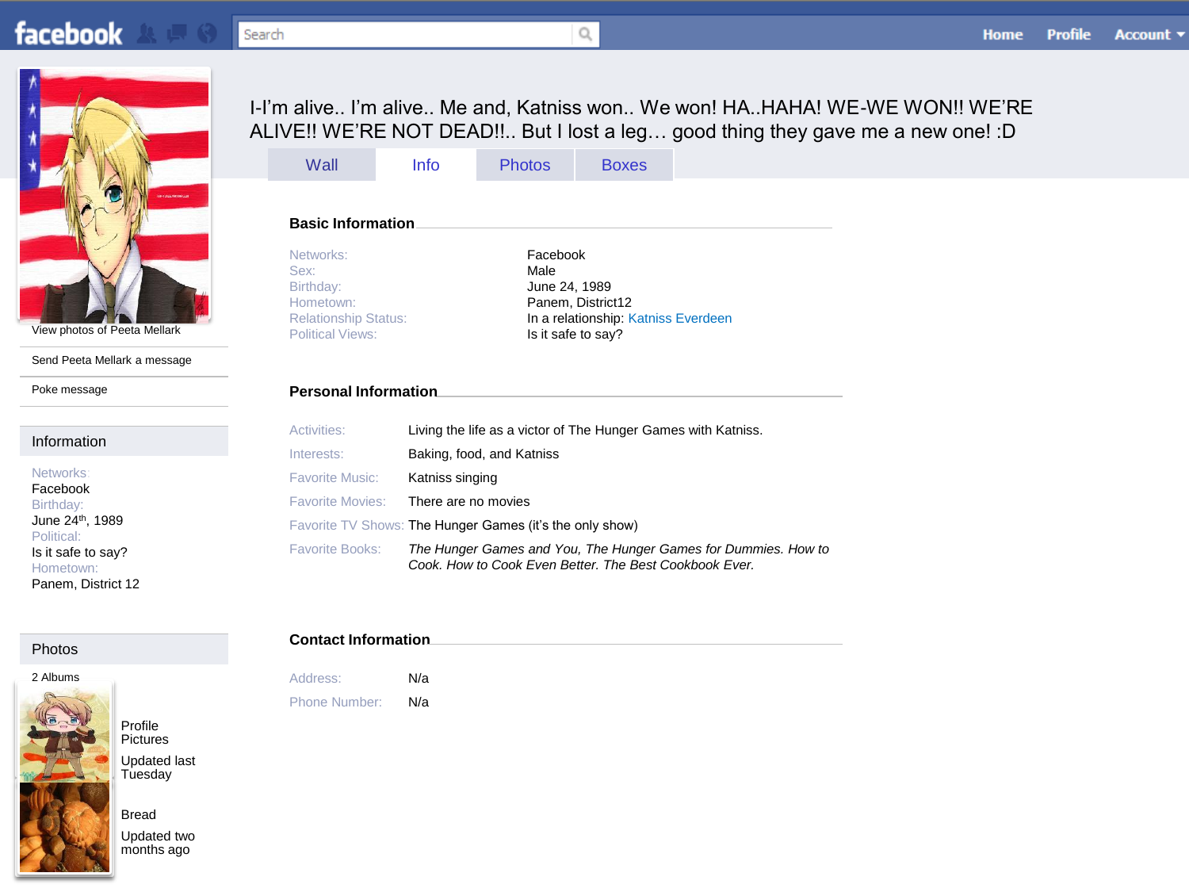facebook

Search

Home Profile Account

I-I'm alive.. I'm alive.. Me and, Katniss won.. We won! HA..HAHA! WE-WE WON!! WE'RE ALIVE!! WE'RE NOT DEAD!!.. But I lost a leg… good thing they gave me a new one! :D

Wall | Info | Photos | Boxes

View photos of Peeta Mellark

Send Peeta Mellark a message

Poke message

## Information

Networks:
Facebook
Birthday:
June 24th, 1989
Political:
Is it safe to say?
Hometown:
Panem, District 12

## Photos

2 Albums

Profile Pictures
Updated last Tuesday

Bread
Updated two months ago

## Basic Information

| | |
|---|---|
| Networks: | Facebook |
| Sex: | Male |
| Birthday: | June 24, 1989 |
| Hometown: | Panem, District12 |
| Relationship Status: | In a relationship: Katniss Everdeen |
| Political Views: | Is it safe to say? |

## Personal Information

| | |
|---|---|
| Activities: | Living the life as a victor of The Hunger Games with Katniss. |
| Interests: | Baking, food, and Katniss |
| Favorite Music: | Katniss singing |
| Favorite Movies: | There are no movies |
| Favorite TV Shows: | The Hunger Games (it's the only show) |
| Favorite Books: | *The Hunger Games and You, The Hunger Games for Dummies. How to Cook. How to Cook Even Better. The Best Cookbook Ever.* |

## Contact Information

| | |
|---|---|
| Address: | N/a |
| Phone Number: | N/a |